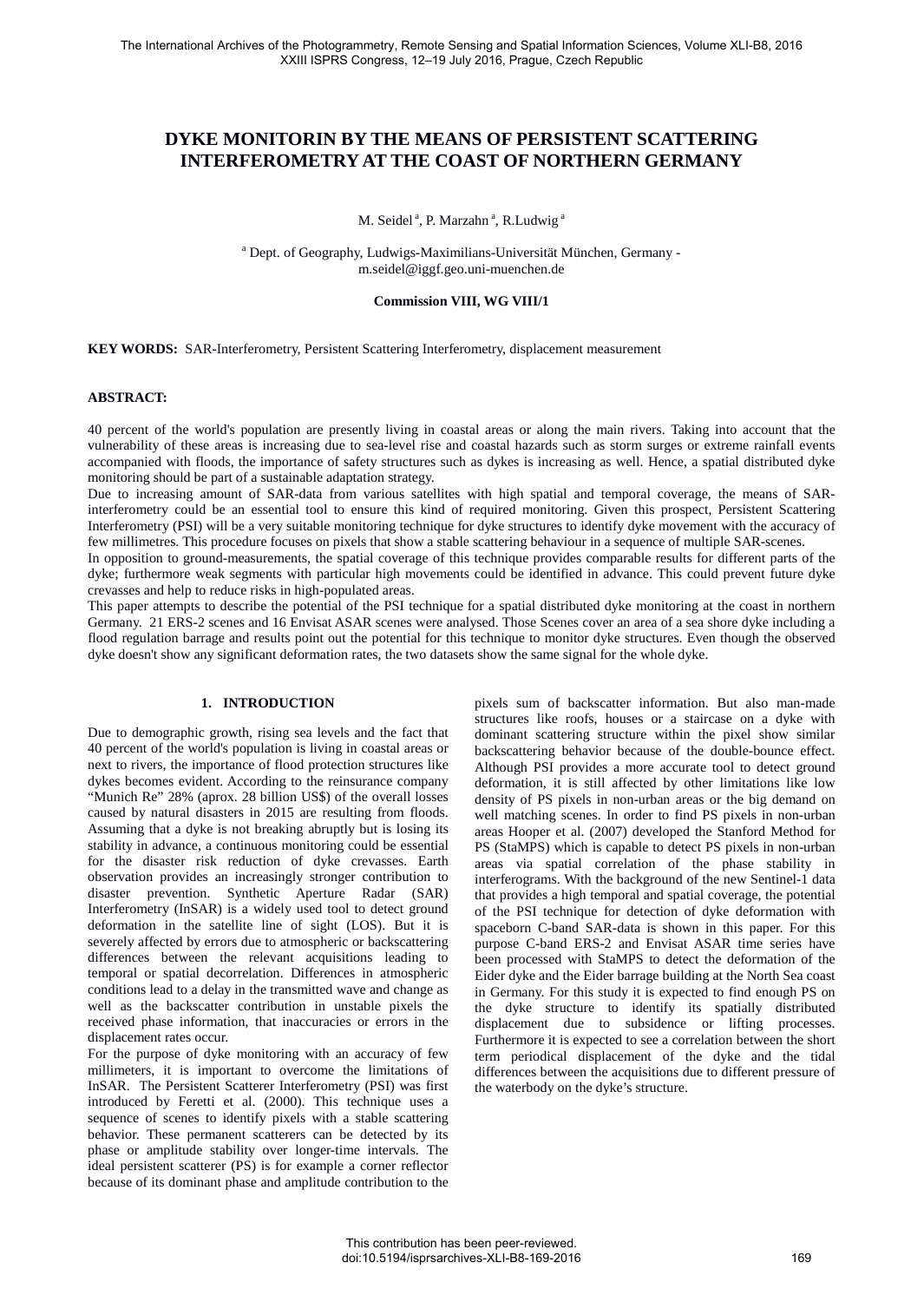# DYKE MONITORIN BY THE MEANS OF PERSISTENT SCATTERING INTERFEROMETRY AT THE COAST OF NORTHERN GERMANY

M. Seidel [a], P. Marzahn [a], R.Ludwig [a]

[a] Dept. of Geography, Ludwigs-Maximilians-Universität München, Germany - m.seidel@iggf.geo.uni-muenchen.de

**Commission VIII, WG VIII/1**

**KEY WORDS:** SAR-Interferometry, Persistent Scattering Interferometry, displacement measurement

## ABSTRACT:

40 percent of the world's population are presently living in coastal areas or along the main rivers. Taking into account that the vulnerability of these areas is increasing due to sea-level rise and coastal hazards such as storm surges or extreme rainfall events accompanied with floods, the importance of safety structures such as dykes is increasing as well. Hence, a spatial distributed dyke monitoring should be part of a sustainable adaptation strategy.

Due to increasing amount of SAR-data from various satellites with high spatial and temporal coverage, the means of SAR-interferometry could be an essential tool to ensure this kind of required monitoring. Given this prospect, Persistent Scattering Interferometry (PSI) will be a very suitable monitoring technique for dyke structures to identify dyke movement with the accuracy of few millimetres. This procedure focuses on pixels that show a stable scattering behaviour in a sequence of multiple SAR-scenes.

In opposition to ground-measurements, the spatial coverage of this technique provides comparable results for different parts of the dyke; furthermore weak segments with particular high movements could be identified in advance. This could prevent future dyke crevasses and help to reduce risks in high-populated areas.

This paper attempts to describe the potential of the PSI technique for a spatial distributed dyke monitoring at the coast in northern Germany. 21 ERS-2 scenes and 16 Envisat ASAR scenes were analysed. Those Scenes cover an area of a sea shore dyke including a flood regulation barrage and results point out the potential for this technique to monitor dyke structures. Even though the observed dyke doesn't show any significant deformation rates, the two datasets show the same signal for the whole dyke.

## 1. INTRODUCTION

Due to demographic growth, rising sea levels and the fact that 40 percent of the world's population is living in coastal areas or next to rivers, the importance of flood protection structures like dykes becomes evident. According to the reinsurance company “Munich Re” 28% (aprox. 28 billion US$) of the overall losses caused by natural disasters in 2015 are resulting from floods. Assuming that a dyke is not breaking abruptly but is losing its stability in advance, a continuous monitoring could be essential for the disaster risk reduction of dyke crevasses. Earth observation provides an increasingly stronger contribution to disaster prevention. Synthetic Aperture Radar (SAR) Interferometry (InSAR) is a widely used tool to detect ground deformation in the satellite line of sight (LOS). But it is severely affected by errors due to atmospheric or backscattering differences between the relevant acquisitions leading to temporal or spatial decorrelation. Differences in atmospheric conditions lead to a delay in the transmitted wave and change as well as the backscatter contribution in unstable pixels the received phase information, that inaccuracies or errors in the displacement rates occur.

For the purpose of dyke monitoring with an accuracy of few millimeters, it is important to overcome the limitations of InSAR. The Persistent Scatterer Interferometry (PSI) was first introduced by Feretti et al. (2000). This technique uses a sequence of scenes to identify pixels with a stable scattering behavior. These permanent scatterers can be detected by its phase or amplitude stability over longer-time intervals. The ideal persistent scatterer (PS) is for example a corner reflector because of its dominant phase and amplitude contribution to the pixels sum of backscatter information. But also man-made structures like roofs, houses or a staircase on a dyke with dominant scattering structure within the pixel show similar backscattering behavior because of the double-bounce effect. Although PSI provides a more accurate tool to detect ground deformation, it is still affected by other limitations like low density of PS pixels in non-urban areas or the big demand on well matching scenes. In order to find PS pixels in non-urban areas Hooper et al. (2007) developed the Stanford Method for PS (StaMPS) which is capable to detect PS pixels in non-urban areas via spatial correlation of the phase stability in interferograms. With the background of the new Sentinel-1 data that provides a high temporal and spatial coverage, the potential of the PSI technique for detection of dyke deformation with spaceborn C-band SAR-data is shown in this paper. For this purpose C-band ERS-2 and Envisat ASAR time series have been processed with StaMPS to detect the deformation of the Eider dyke and the Eider barrage building at the North Sea coast in Germany. For this study it is expected to find enough PS on the dyke structure to identify its spatially distributed displacement due to subsidence or lifting processes. Furthermore it is expected to see a correlation between the short term periodical displacement of the dyke and the tidal differences between the acquisitions due to different pressure of the waterbody on the dyke’s structure.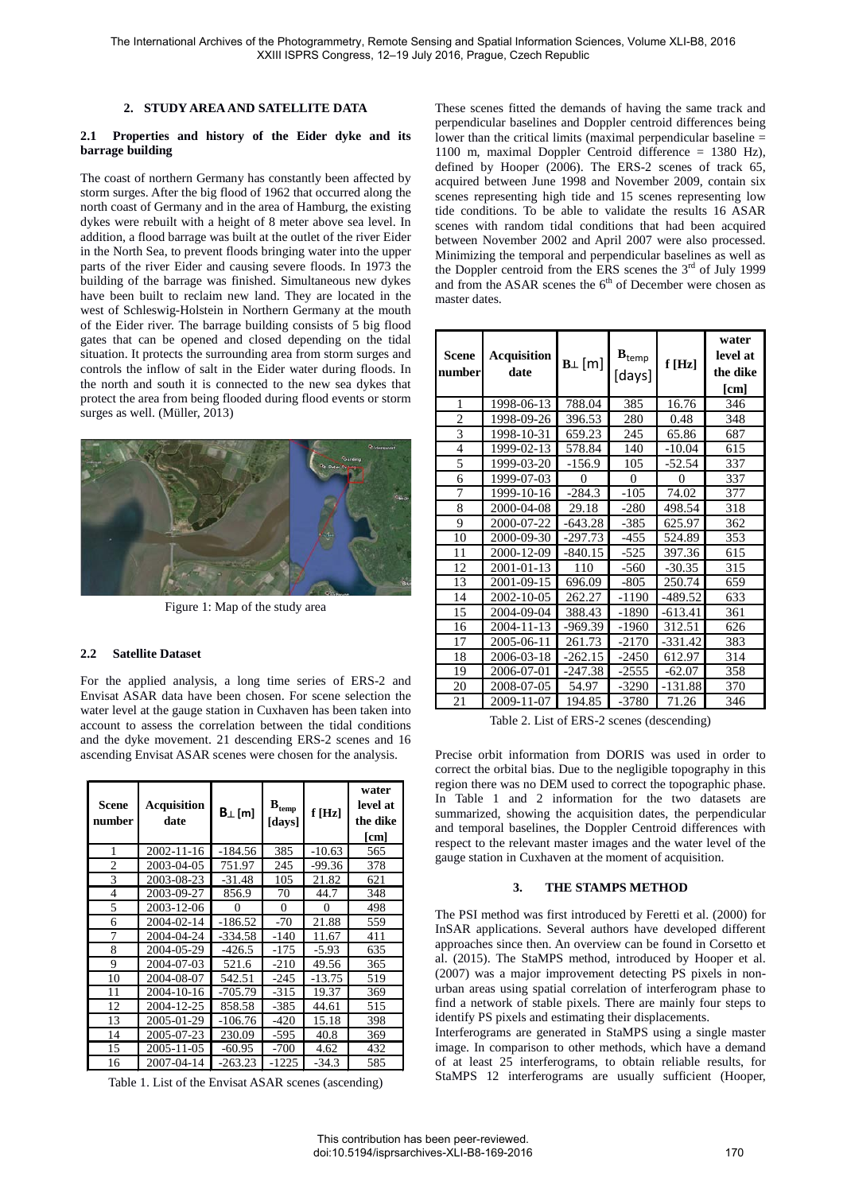## 2. STUDY AREA AND SATELLITE DATA

### 2.1 Properties and history of the Eider dyke and its barrage building

The coast of northern Germany has constantly been affected by storm surges. After the big flood of 1962 that occurred along the north coast of Germany and in the area of Hamburg, the existing dykes were rebuilt with a height of 8 meter above sea level. In addition, a flood barrage was built at the outlet of the river Eider in the North Sea, to prevent floods bringing water into the upper parts of the river Eider and causing severe floods. In 1973 the building of the barrage was finished. Simultaneous new dykes have been built to reclaim new land. They are located in the west of Schleswig-Holstein in Northern Germany at the mouth of the Eider river. The barrage building consists of 5 big flood gates that can be opened and closed depending on the tidal situation. It protects the surrounding area from storm surges and controls the inflow of salt in the Eider water during floods. In the north and south it is connected to the new sea dykes that protect the area from being flooded during flood events or storm surges as well. (Müller, 2013)

Figure 1: Map of the study area

### 2.2 Satellite Dataset

For the applied analysis, a long time series of ERS-2 and Envisat ASAR data have been chosen. For scene selection the water level at the gauge station in Cuxhaven has been taken into account to assess the correlation between the tidal conditions and the dyke movement. 21 descending ERS-2 scenes and 16 ascending Envisat ASAR scenes were chosen for the analysis.

| Scene number | Acquisition date | $B_{\perp}$ [m] | $B_{temp}$ [days] | f [Hz] | water level at the dike [cm] |
|---|---|---|---|---|---|
| 1 | 2002-11-16 | -184.56 | 385 | -10.63 | 565 |
| 2 | 2003-04-05 | 751.97 | 245 | -99.36 | 378 |
| 3 | 2003-08-23 | -31.48 | 105 | 21.82 | 621 |
| 4 | 2003-09-27 | 856.9 | 70 | 44.7 | 348 |
| 5 | 2003-12-06 | 0 | 0 | 0 | 498 |
| 6 | 2004-02-14 | -186.52 | -70 | 21.88 | 559 |
| 7 | 2004-04-24 | -334.58 | -140 | 11.67 | 411 |
| 8 | 2004-05-29 | -426.5 | -175 | -5.93 | 635 |
| 9 | 2004-07-03 | 521.6 | -210 | 49.56 | 365 |
| 10 | 2004-08-07 | 542.51 | -245 | -13.75 | 519 |
| 11 | 2004-10-16 | -705.79 | -315 | 19.37 | 369 |
| 12 | 2004-12-25 | 858.58 | -385 | 44.61 | 515 |
| 13 | 2005-01-29 | -106.76 | -420 | 15.18 | 398 |
| 14 | 2005-07-23 | 230.09 | -595 | 40.8 | 369 |
| 15 | 2005-11-05 | -60.95 | -700 | 4.62 | 432 |
| 16 | 2007-04-14 | -263.23 | -1225 | -34.3 | 585 |

Table 1. List of the Envisat ASAR scenes (ascending)

These scenes fitted the demands of having the same track and perpendicular baselines and Doppler centroid differences being lower than the critical limits (maximal perpendicular baseline = 1100 m, maximal Doppler Centroid difference = 1380 Hz), defined by Hooper (2006). The ERS-2 scenes of track 65, acquired between June 1998 and November 2009, contain six scenes representing high tide and 15 scenes representing low tide conditions. To be able to validate the results 16 ASAR scenes with random tidal conditions that had been acquired between November 2002 and April 2007 were also processed. Minimizing the temporal and perpendicular baselines as well as the Doppler centroid from the ERS scenes the 3rd of July 1999 and from the ASAR scenes the 6th of December were chosen as master dates.

| Scene number | Acquisition date | $B_{\perp}$ [m] | $B_{temp}$ [days] | f [Hz] | water level at the dike [cm] |
|---|---|---|---|---|---|
| 1 | 1998-06-13 | 788.04 | 385 | 16.76 | 346 |
| 2 | 1998-09-26 | 396.53 | 280 | 0.48 | 348 |
| 3 | 1998-10-31 | 659.23 | 245 | 65.86 | 687 |
| 4 | 1999-02-13 | 578.84 | 140 | -10.04 | 615 |
| 5 | 1999-03-20 | -156.9 | 105 | -52.54 | 337 |
| 6 | 1999-07-03 | 0 | 0 | 0 | 337 |
| 7 | 1999-10-16 | -284.3 | -105 | 74.02 | 377 |
| 8 | 2000-04-08 | 29.18 | -280 | 498.54 | 318 |
| 9 | 2000-07-22 | -643.28 | -385 | 625.97 | 362 |
| 10 | 2000-09-30 | -297.73 | -455 | 524.89 | 353 |
| 11 | 2000-12-09 | -840.15 | -525 | 397.36 | 615 |
| 12 | 2001-01-13 | 110 | -560 | -30.35 | 315 |
| 13 | 2001-09-15 | 696.09 | -805 | 250.74 | 659 |
| 14 | 2002-10-05 | 262.27 | -1190 | -489.52 | 633 |
| 15 | 2004-09-04 | 388.43 | -1890 | -613.41 | 361 |
| 16 | 2004-11-13 | -969.39 | -1960 | 312.51 | 626 |
| 17 | 2005-06-11 | 261.73 | -2170 | -331.42 | 383 |
| 18 | 2006-03-18 | -262.15 | -2450 | 612.97 | 314 |
| 19 | 2006-07-01 | -247.38 | -2555 | -62.07 | 358 |
| 20 | 2008-07-05 | 54.97 | -3290 | -131.88 | 370 |
| 21 | 2009-11-07 | 194.85 | -3780 | 71.26 | 346 |

Table 2. List of ERS-2 scenes (descending)

Precise orbit information from DORIS was used in order to correct the orbital bias. Due to the negligible topography in this region there was no DEM used to correct the topographic phase. In Table 1 and 2 information for the two datasets are summarized, showing the acquisition dates, the perpendicular and temporal baselines, the Doppler Centroid differences with respect to the relevant master images and the water level of the gauge station in Cuxhaven at the moment of acquisition.

## 3. THE STAMPS METHOD

The PSI method was first introduced by Feretti et al. (2000) for InSAR applications. Several authors have developed different approaches since then. An overview can be found in Corsetto et al. (2015). The StaMPS method, introduced by Hooper et al. (2007) was a major improvement detecting PS pixels in non-urban areas using spatial correlation of interferogram phase to find a network of stable pixels. There are mainly four steps to identify PS pixels and estimating their displacements.

Interferograms are generated in StaMPS using a single master image. In comparison to other methods, which have a demand of at least 25 interferograms, to obtain reliable results, for StaMPS 12 interferograms are usually sufficient (Hooper,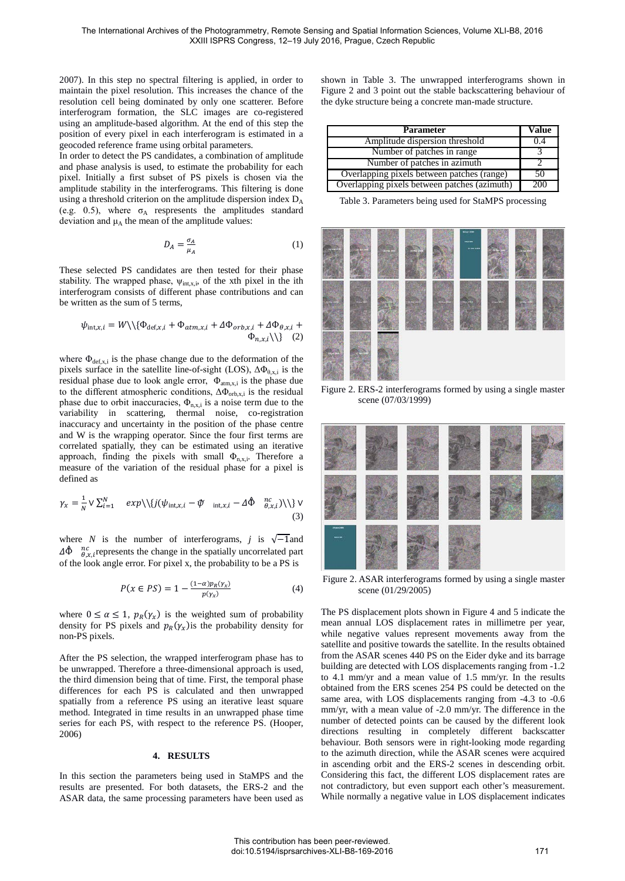2007). In this step no spectral filtering is applied, in order to maintain the pixel resolution. This increases the chance of the resolution cell being dominated by only one scatterer. Before interferogram formation, the SLC images are co-registered using an amplitude-based algorithm. At the end of this step the position of every pixel in each interferogram is estimated in a geocoded reference frame using orbital parameters.

In order to detect the PS candidates, a combination of amplitude and phase analysis is used, to estimate the probability for each pixel. Initially a first subset of PS pixels is chosen via the amplitude stability in the interferograms. This filtering is done using a threshold criterion on the amplitude dispersion index $D_A$ (e.g. 0.5), where $\sigma_A$ respresents the amplitudes standard deviation and $\mu_A$ the mean of the amplitude values:

$$D_A = \frac{\sigma_A}{\mu_A} \quad (1)$$

These selected PS candidates are then tested for their phase stability. The wrapped phase, $\psi_{\text{int},x,i}$, of the xth pixel in the ith interferogram consists of different phase contributions and can be written as the sum of 5 terms,

$$\psi_{\text{int},x,i} = W\{\Phi_{\text{def},x,i} + \Phi_{atm,x,i} + \Delta\Phi_{orb,x,i} + \Delta\Phi_{\theta,x,i} + \Phi_{n,x,i}\} \quad (2)$$

where $\Phi_{\text{def},x,i}$ is the phase change due to the deformation of the pixels surface in the satellite line-of-sight (LOS), $\Delta\Phi_{\theta,x,i}$ is the residual phase due to look angle error, $\Phi_{\text{atm},x,i}$ is the phase due to the different atmospheric conditions, $\Delta\Phi_{\text{orb},x,i}$ is the residual phase due to orbit inaccuracies, $\Phi_{n,x,i}$ is a noise term due to the variability in scattering, thermal noise, co-registration inaccuracy and uncertainty in the position of the phase centre and W is the wrapping operator. Since the four first terms are correlated spatially, they can be estimated using an iterative approach, finding the pixels with small $\Phi_{n,x,i}$. Therefore a measure of the variation of the residual phase for a pixel is defined as

$$\gamma_x = \frac{1}{N} \left| \sum_{i=1}^{N} exp\{j(\psi_{\text{int},x,i} - \tilde{\psi}_{\text{int},x,i} - \Delta\hat{\Phi}_{\theta,x,i}^{nc})\} \right| \quad (3)$$

where $N$ is the number of interferograms, $j$ is $\sqrt{-1}$ and $\Delta\hat{\Phi}_{\theta,x,i}^{nc}$ represents the change in the spatially uncorrelated part of the look angle error. For pixel x, the probability to be a PS is

$$P(x \in PS) = 1 - \frac{(1-\alpha)p_R(\gamma_x)}{p(\gamma_x)} \quad (4)$$

where $0 \leq \alpha \leq 1$, $p_R(\gamma_x)$ is the weighted sum of probability density for PS pixels and $p_R(\gamma_x)$ is the probability density for non-PS pixels.

After the PS selection, the wrapped interferogram phase has to be unwrapped. Therefore a three-dimensional approach is used, the third dimension being that of time. First, the temporal phase differences for each PS is calculated and then unwrapped spatially from a reference PS using an iterative least square method. Integrated in time results in an unwrapped phase time series for each PS, with respect to the reference PS. (Hooper, 2006)

## 4. RESULTS

In this section the parameters being used in StaMPS and the results are presented. For both datasets, the ERS-2 and the ASAR data, the same processing parameters have been used as shown in Table 3. The unwrapped interferograms shown in Figure 2 and 3 point out the stable backscattering behaviour of the dyke structure being a concrete man-made structure.

| Parameter | Value |
|---|---|
| Amplitude dispersion threshold | 0.4 |
| Number of patches in range | 3 |
| Number of patches in azimuth | 2 |
| Overlapping pixels between patches (range) | 50 |
| Overlapping pixels between patches (azimuth) | 200 |

Table 3. Parameters being used for StaMPS processing

Figure 2. ERS-2 interferograms formed by using a single master scene (07/03/1999)

Figure 2. ASAR interferograms formed by using a single master scene (01/29/2005)

The PS displacement plots shown in Figure 4 and 5 indicate the mean annual LOS displacement rates in millimetre per year, while negative values represent movements away from the satellite and positive towards the satellite. In the results obtained from the ASAR scenes 440 PS on the Eider dyke and its barrage building are detected with LOS displacements ranging from -1.2 to 4.1 mm/yr and a mean value of 1.5 mm/yr. In the results obtained from the ERS scenes 254 PS could be detected on the same area, with LOS displacements ranging from -4.3 to -0.6 mm/yr, with a mean value of -2.0 mm/yr. The difference in the number of detected points can be caused by the different look directions resulting in completely different backscatter behaviour. Both sensors were in right-looking mode regarding to the azimuth direction, while the ASAR scenes were acquired in ascending orbit and the ERS-2 scenes in descending orbit. Considering this fact, the different LOS displacement rates are not contradictory, but even support each other's measurement. While normally a negative value in LOS displacement indicates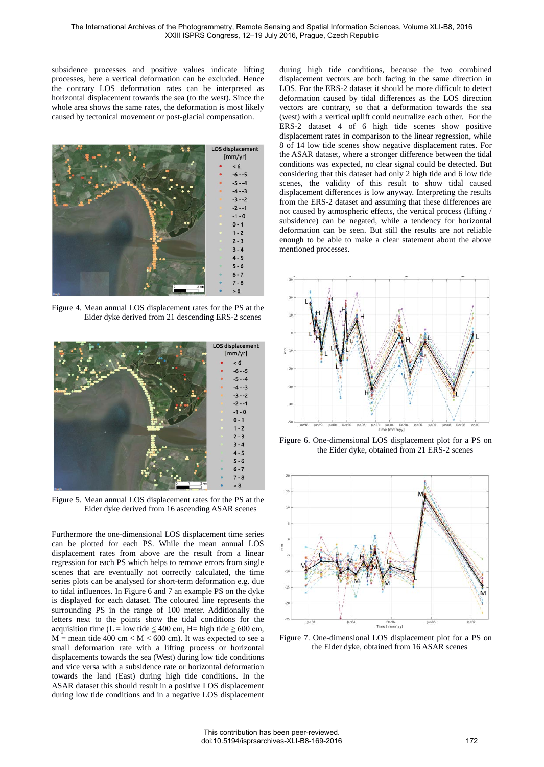subsidence processes and positive values indicate lifting processes, here a vertical deformation can be excluded. Hence the contrary LOS deformation rates can be interpreted as horizontal displacement towards the sea (to the west). Since the whole area shows the same rates, the deformation is most likely caused by tectonical movement or post-glacial compensation.

Figure 4. Mean annual LOS displacement rates for the PS at the Eider dyke derived from 21 descending ERS-2 scenes

Figure 5. Mean annual LOS displacement rates for the PS at the Eider dyke derived from 16 ascending ASAR scenes

Furthermore the one-dimensional LOS displacement time series can be plotted for each PS. While the mean annual LOS displacement rates from above are the result from a linear regression for each PS which helps to remove errors from single scenes that are eventually not correctly calculated, the time series plots can be analysed for short-term deformation e.g. due to tidal influences. In Figure 6 and 7 an example PS on the dyke is displayed for each dataset. The coloured line represents the surrounding PS in the range of 100 meter. Additionally the letters next to the points show the tidal conditions for the acquisition time (L = low tide ≤ 400 cm, H= high tide ≥ 600 cm, M = mean tide 400 cm < M < 600 cm). It was expected to see a small deformation rate with a lifting process or horizontal displacements towards the sea (West) during low tide conditions and vice versa with a subsidence rate or horizontal deformation towards the land (East) during high tide conditions. In the ASAR dataset this should result in a positive LOS displacement during low tide conditions and in a negative LOS displacement during high tide conditions, because the two combined displacement vectors are both facing in the same direction in LOS. For the ERS-2 dataset it should be more difficult to detect deformation caused by tidal differences as the LOS direction vectors are contrary, so that a deformation towards the sea (west) with a vertical uplift could neutralize each other. For the ERS-2 dataset 4 of 6 high tide scenes show positive displacement rates in comparison to the linear regression, while 8 of 14 low tide scenes show negative displacement rates. For the ASAR dataset, where a stronger difference between the tidal conditions was expected, no clear signal could be detected. But considering that this dataset had only 2 high tide and 6 low tide scenes, the validity of this result to show tidal caused displacement differences is low anyway. Interpreting the results from the ERS-2 dataset and assuming that these differences are not caused by atmospheric effects, the vertical process (lifting / subsidence) can be negated, while a tendency for horizontal deformation can be seen. But still the results are not reliable enough to be able to make a clear statement about the above mentioned processes.

Figure 6. One-dimensional LOS displacement plot for a PS on the Eider dyke, obtained from 21 ERS-2 scenes

Figure 7. One-dimensional LOS displacement plot for a PS on the Eider dyke, obtained from 16 ASAR scenes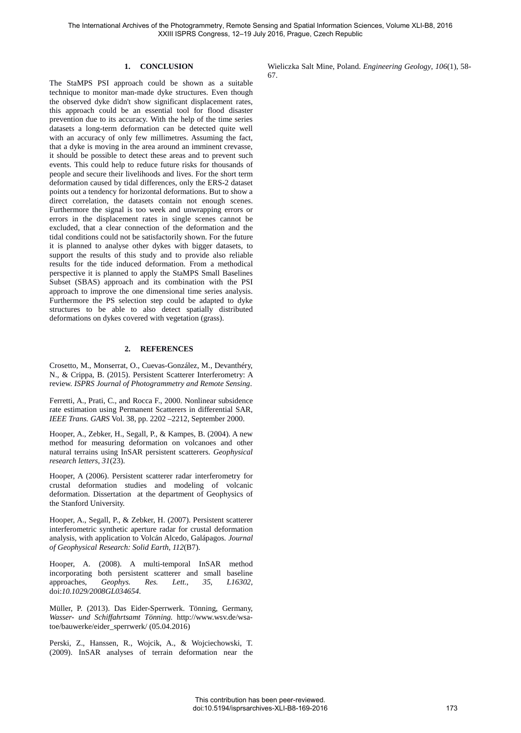## 1. CONCLUSION

The StaMPS PSI approach could be shown as a suitable technique to monitor man-made dyke structures. Even though the observed dyke didn't show significant displacement rates, this approach could be an essential tool for flood disaster prevention due to its accuracy. With the help of the time series datasets a long-term deformation can be detected quite well with an accuracy of only few millimetres. Assuming the fact, that a dyke is moving in the area around an imminent crevasse, it should be possible to detect these areas and to prevent such events. This could help to reduce future risks for thousands of people and secure their livelihoods and lives. For the short term deformation caused by tidal differences, only the ERS-2 dataset points out a tendency for horizontal deformations. But to show a direct correlation, the datasets contain not enough scenes. Furthermore the signal is too week and unwrapping errors or errors in the displacement rates in single scenes cannot be excluded, that a clear connection of the deformation and the tidal conditions could not be satisfactorily shown. For the future it is planned to analyse other dykes with bigger datasets, to support the results of this study and to provide also reliable results for the tide induced deformation. From a methodical perspective it is planned to apply the StaMPS Small Baselines Subset (SBAS) approach and its combination with the PSI approach to improve the one dimensional time series analysis. Furthermore the PS selection step could be adapted to dyke structures to be able to also detect spatially distributed deformations on dykes covered with vegetation (grass).

## 2. REFERENCES

Crosetto, M., Monserrat, O., Cuevas-González, M., Devanthéry, N., & Crippa, B. (2015). Persistent Scatterer Interferometry: A review. *ISPRS Journal of Photogrammetry and Remote Sensing*.

Ferretti, A., Prati, C., and Rocca F., 2000. Nonlinear subsidence rate estimation using Permanent Scatterers in differential SAR, *IEEE Trans. GARS* Vol. 38, pp. 2202 –2212, September 2000.

Hooper, A., Zebker, H., Segall, P., & Kampes, B. (2004). A new method for measuring deformation on volcanoes and other natural terrains using InSAR persistent scatterers. *Geophysical research letters*, *31*(23).

Hooper, A (2006). Persistent scatterer radar interferometry for crustal deformation studies and modeling of volcanic deformation. Dissertation at the department of Geophysics of the Stanford University.

Hooper, A., Segall, P., & Zebker, H. (2007). Persistent scatterer interferometric synthetic aperture radar for crustal deformation analysis, with application to Volcán Alcedo, Galápagos. *Journal of Geophysical Research: Solid Earth, 112*(B7).

Hooper, A. (2008). A multi-temporal InSAR method incorporating both persistent scatterer and small baseline approaches, *Geophys. Res. Lett.*, *35*, *L16302*, doi:*10.1029/2008GL034654*.

Müller, P. (2013). Das Eider-Sperrwerk. Tönning, Germany, *Wasser- und Schiffahrtsamt Tönning.* http://www.wsv.de/wsa-toe/bauwerke/eider_sperrwerk/ (05.04.2016)

Perski, Z., Hanssen, R., Wojcik, A., & Wojciechowski, T. (2009). InSAR analyses of terrain deformation near the Wieliczka Salt Mine, Poland. *Engineering Geology*, *106*(1), 58-67.